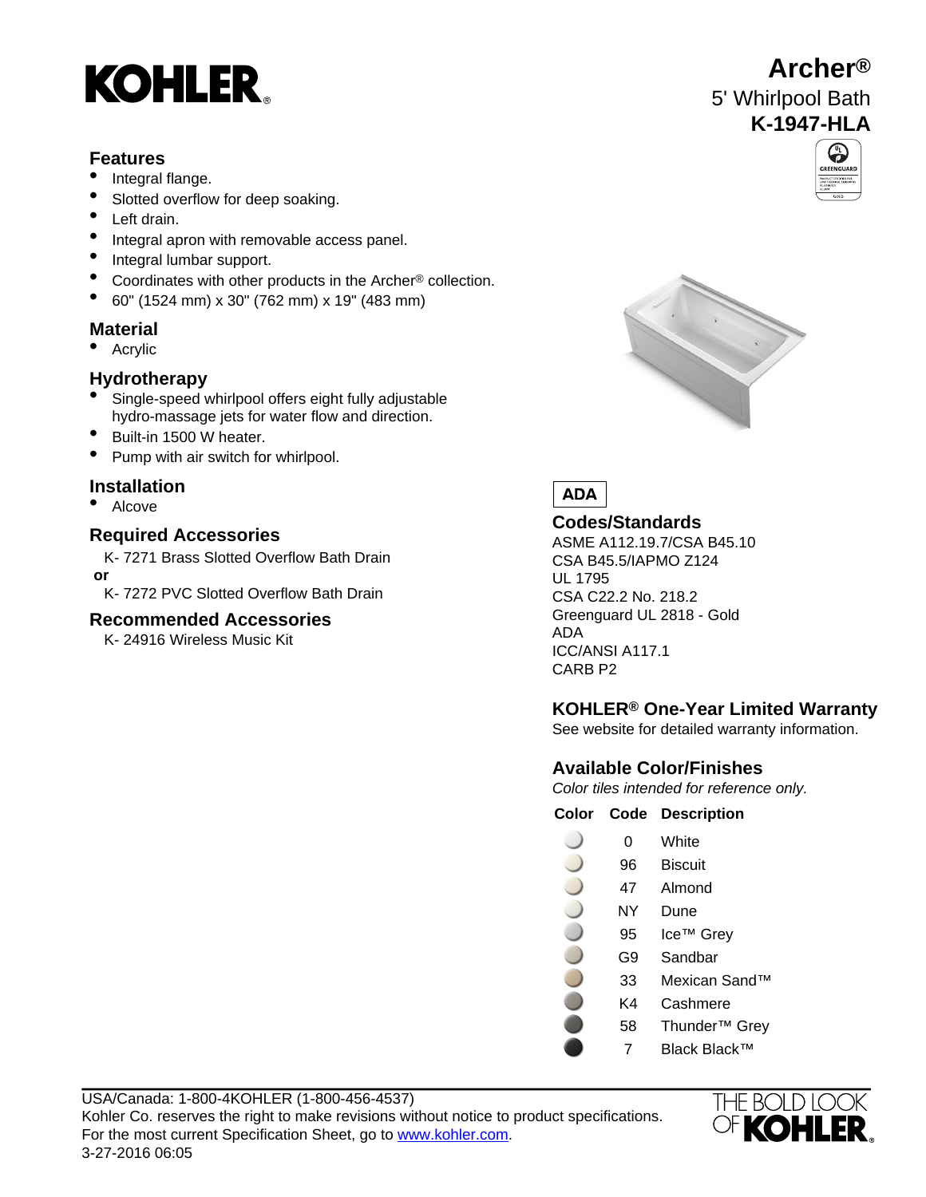KOHLER®

# Archer®

## 5' Whirlpool Bath

## K-1947-HLA

### Features

- Integral flange.
- Slotted overflow for deep soaking.
- Left drain.
- Integral apron with removable access panel.
- Integral lumbar support.
- Coordinates with other products in the Archer® collection.
- 60" (1524 mm) x 30" (762 mm) x 19" (483 mm)

### Material

- Acrylic

### Hydrotherapy

- Single-speed whirlpool offers eight fully adjustable hydro-massage jets for water flow and direction.
- Built-in 1500 W heater.
- Pump with air switch for whirlpool.

### Installation

- Alcove

### Required Accessories

K- 7271 Brass Slotted Overflow Bath Drain

**or**

K- 7272 PVC Slotted Overflow Bath Drain

### Recommended Accessories

K- 24916 Wireless Music Kit

**ADA**

### Codes/Standards

ASME A112.19.7/CSA B45.10
CSA B45.5/IAPMO Z124
UL 1795
CSA C22.2 No. 218.2
Greenguard UL 2818 - Gold
ADA
ICC/ANSI A117.1
CARB P2

### KOHLER® One-Year Limited Warranty

See website for detailed warranty information.

### Available Color/Finishes

*Color tiles intended for reference only.*

| Color | Code | Description |
|---|---|---|
| | 0 | White |
| | 96 | Biscuit |
| | 47 | Almond |
| | NY | Dune |
| | 95 | Ice™ Grey |
| | G9 | Sandbar |
| | 33 | Mexican Sand™ |
| | K4 | Cashmere |
| | 58 | Thunder™ Grey |
| | 7 | Black Black™ |

USA/Canada: 1-800-4KOHLER (1-800-456-4537)
Kohler Co. reserves the right to make revisions without notice to product specifications.
For the most current Specification Sheet, go to www.kohler.com.
3-27-2016 06:05

THE BOLD LOOK OF KOHLER®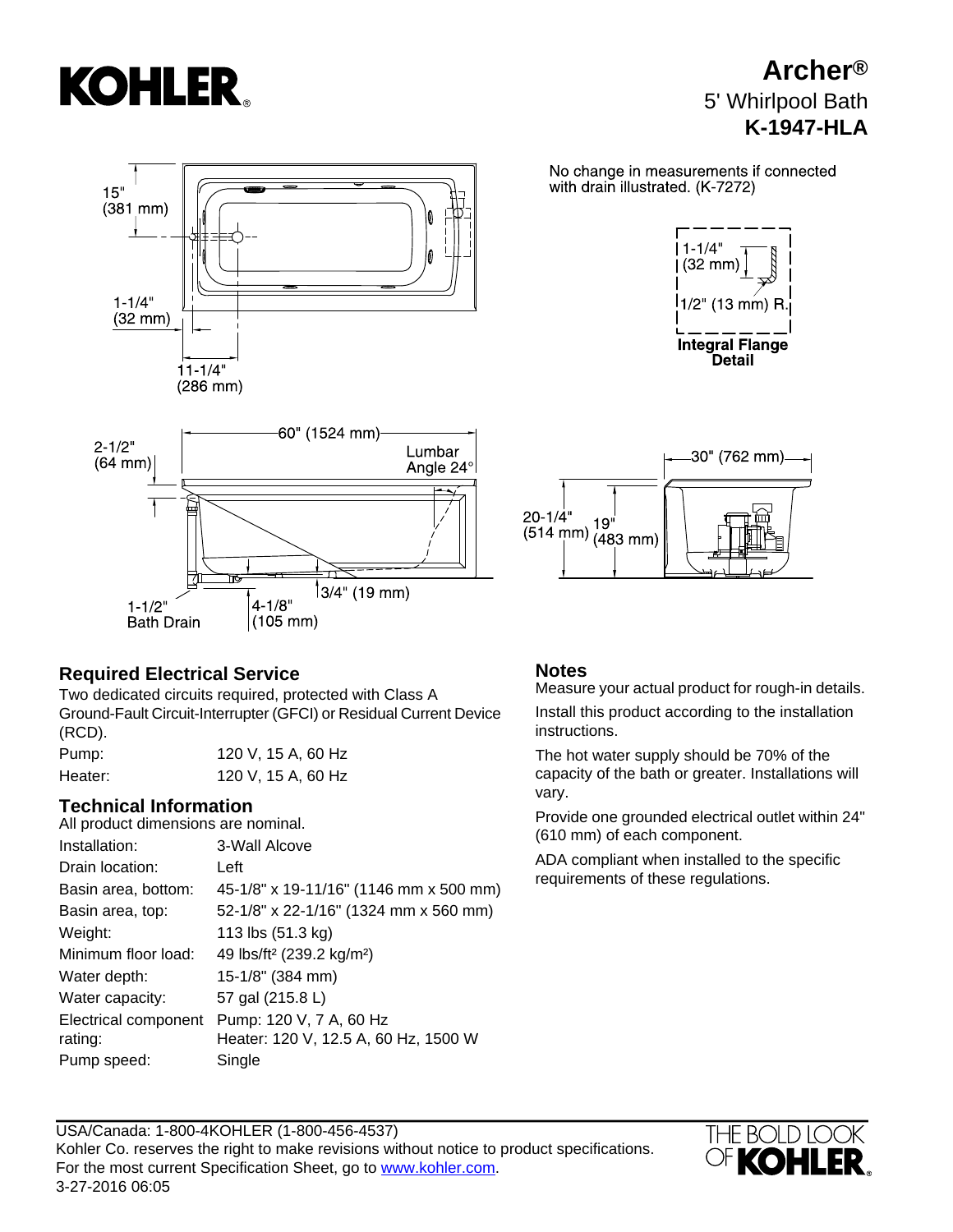# KOHLER

**Archer®**
5' Whirlpool Bath
**K-1947-HLA**

15"
(381 mm)

1-1/4"
(32 mm)

11-1/4"
(286 mm)

No change in measurements if connected with drain illustrated. (K-7272)

1-1/4"
(32 mm)

1/2" (13 mm) R.

**Integral Flange Detail**

2-1/2"
(64 mm)

60" (1524 mm)

Lumbar Angle 24°

3/4" (19 mm)

1-1/2"
Bath Drain

4-1/8"
(105 mm)

30" (762 mm)

20-1/4"
(514 mm)

19"
(483 mm)

## Required Electrical Service

Two dedicated circuits required, protected with Class A Ground-Fault Circuit-Interrupter (GFCI) or Residual Current Device (RCD).

| | |
|---|---|
| Pump: | 120 V, 15 A, 60 Hz |
| Heater: | 120 V, 15 A, 60 Hz |

## Technical Information

All product dimensions are nominal.

| | |
|---|---|
| Installation: | 3-Wall Alcove |
| Drain location: | Left |
| Basin area, bottom: | 45-1/8" x 19-11/16" (1146 mm x 500 mm) |
| Basin area, top: | 52-1/8" x 22-1/16" (1324 mm x 560 mm) |
| Weight: | 113 lbs (51.3 kg) |
| Minimum floor load: | 49 lbs/ft² (239.2 kg/m²) |
| Water depth: | 15-1/8" (384 mm) |
| Water capacity: | 57 gal (215.8 L) |
| Electrical component rating: | Pump: 120 V, 7 A, 60 Hz<br>Heater: 120 V, 12.5 A, 60 Hz, 1500 W |
| Pump speed: | Single |

## Notes

Measure your actual product for rough-in details.

Install this product according to the installation instructions.

The hot water supply should be 70% of the capacity of the bath or greater. Installations will vary.

Provide one grounded electrical outlet within 24" (610 mm) of each component.

ADA compliant when installed to the specific requirements of these regulations.

USA/Canada: 1-800-4KOHLER (1-800-456-4537)
Kohler Co. reserves the right to make revisions without notice to product specifications.
For the most current Specification Sheet, go to www.kohler.com.
3-27-2016 06:05

THE BOLD LOOK OF KOHLER.